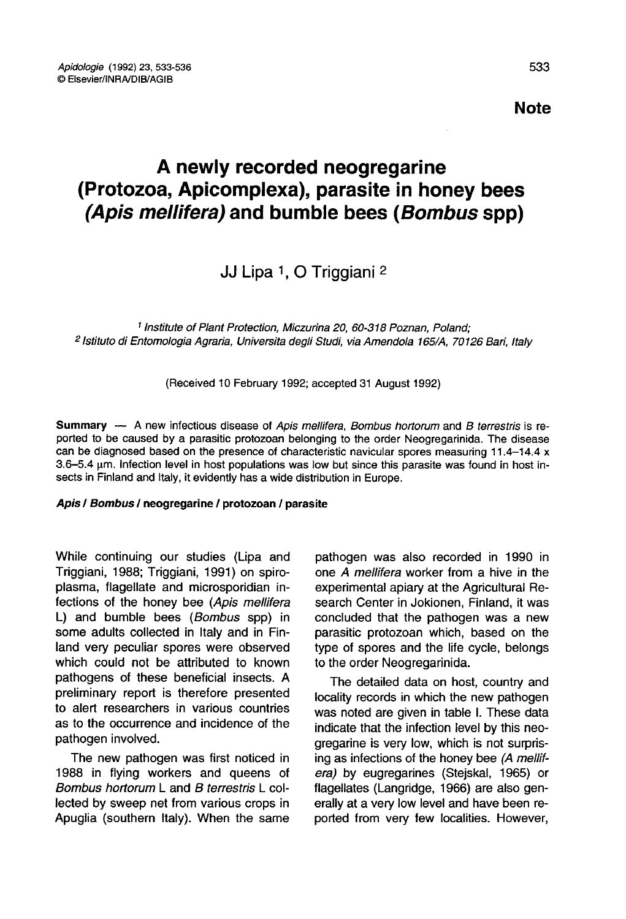**Note**

# A newly recorded neogregarine (Protozoa, Apicomplexa), parasite in honey bees (*Apis mellifera*) and bumble bees (*Bombus* spp)

JJ Lipa [1], O Triggiani [2]

[1] *Institute of Plant Protection, Miczurina 20, 60-318 Poznan, Poland;*
[2] *Istituto di Entomologia Agraria, Universita degli Studi, via Amendola 165/A, 70126 Bari, Italy*

(Received 10 February 1992; accepted 31 August 1992)

**Summary** — A new infectious disease of *Apis mellifera*, *Bombus hortorum* and *B terrestris* is reported to be caused by a parasitic protozoan belonging to the order Neogregarinida. The disease can be diagnosed based on the presence of characteristic navicular spores measuring 11.4–14.4 x 3.6–5.4 μm. Infection level in host populations was low but since this parasite was found in host insects in Finland and Italy, it evidently has a wide distribution in Europe.

***Apis* / *Bombus* / neogregarine / protozoan / parasite**

While continuing our studies (Lipa and Triggiani, 1988; Triggiani, 1991) on spiroplasma, flagellate and microsporidian infections of the honey bee (*Apis mellifera* L) and bumble bees (*Bombus* spp) in some adults collected in Italy and in Finland very peculiar spores were observed which could not be attributed to known pathogens of these beneficial insects. A preliminary report is therefore presented to alert researchers in various countries as to the occurrence and incidence of the pathogen involved.

The new pathogen was first noticed in 1988 in flying workers and queens of *Bombus hortorum* L and *B terrestris* L collected by sweep net from various crops in Apuglia (southern Italy). When the same pathogen was also recorded in 1990 in one *A mellifera* worker from a hive in the experimental apiary at the Agricultural Research Center in Jokionen, Finland, it was concluded that the pathogen was a new parasitic protozoan which, based on the type of spores and the life cycle, belongs to the order Neogregarinida.

The detailed data on host, country and locality records in which the new pathogen was noted are given in table I. These data indicate that the infection level by this neogregarine is very low, which is not surprising as infections of the honey bee (*A mellifera*) by eugregarines (Stejskal, 1965) or flagellates (Langridge, 1966) are also generally at a very low level and have been reported from very few localities. However,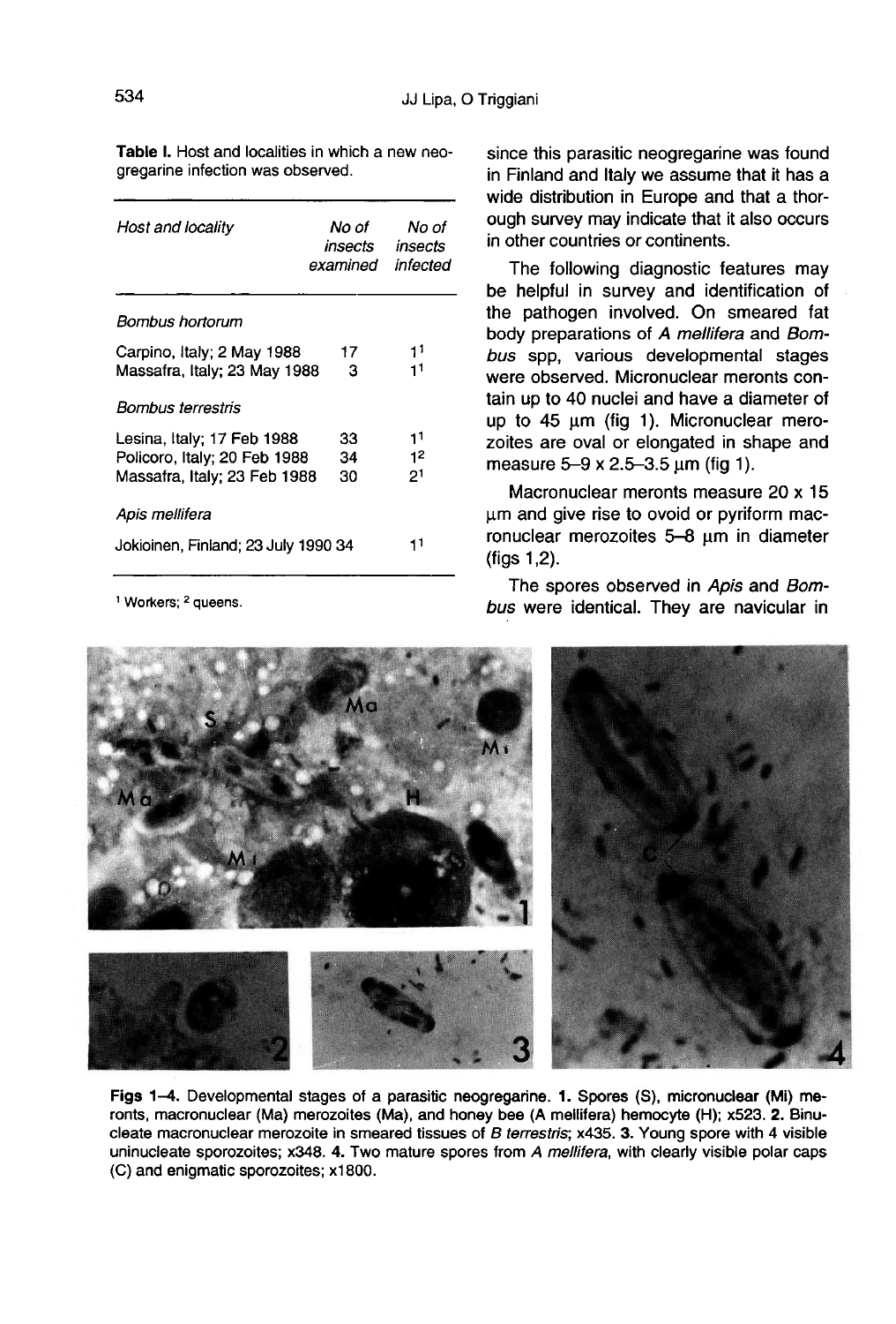**Table I.** Host and localities in which a new neogregarine infection was observed.

| Host and locality | No of insects examined | No of insects infected |
|---|---|---|
| *Bombus hortorum* | | |
| Carpino, Italy; 2 May 1988 | 17 | 1[1] |
| Massafra, Italy; 23 May 1988 | 3 | 1[1] |
| *Bombus terrestris* | | |
| Lesina, Italy; 17 Feb 1988 | 33 | 1[1] |
| Policoro, Italy; 20 Feb 1988 | 34 | 1[2] |
| Massafra, Italy; 23 Feb 1988 | 30 | 2[1] |
| *Apis mellifera* | | |
| Jokioinen, Finland; 23 July 1990 | 34 | 1[1] |

[1] Workers; [2] queens.

since this parasitic neogregarine was found in Finland and Italy we assume that it has a wide distribution in Europe and that a thorough survey may indicate that it also occurs in other countries or continents.

The following diagnostic features may be helpful in survey and identification of the pathogen involved. On smeared fat body preparations of *A mellifera* and *Bombus* spp, various developmental stages were observed. Micronuclear meronts contain up to 40 nuclei and have a diameter of up to 45 μm (fig 1). Micronuclear merozoites are oval or elongated in shape and measure 5–9 x 2.5–3.5 μm (fig 1).

Macronuclear meronts measure 20 x 15 μm and give rise to ovoid or pyriform macronuclear merozoites 5–8 μm in diameter (figs 1,2).

The spores observed in *Apis* and *Bombus* were identical. They are navicular in

**Figs 1–4.** Developmental stages of a parasitic neogregarine. **1.** Spores (S), micronuclear (Mi) meronts, macronuclear (Ma) merozoites (Ma), and honey bee (A mellifera) hemocyte (H); x523. **2.** Binucleate macronuclear merozoite in smeared tissues of *B terrestris*; x435. **3.** Young spore with 4 visible uninucleate sporozoites; x348. **4.** Two mature spores from *A mellifera*, with clearly visible polar caps (C) and enigmatic sporozoites; x1800.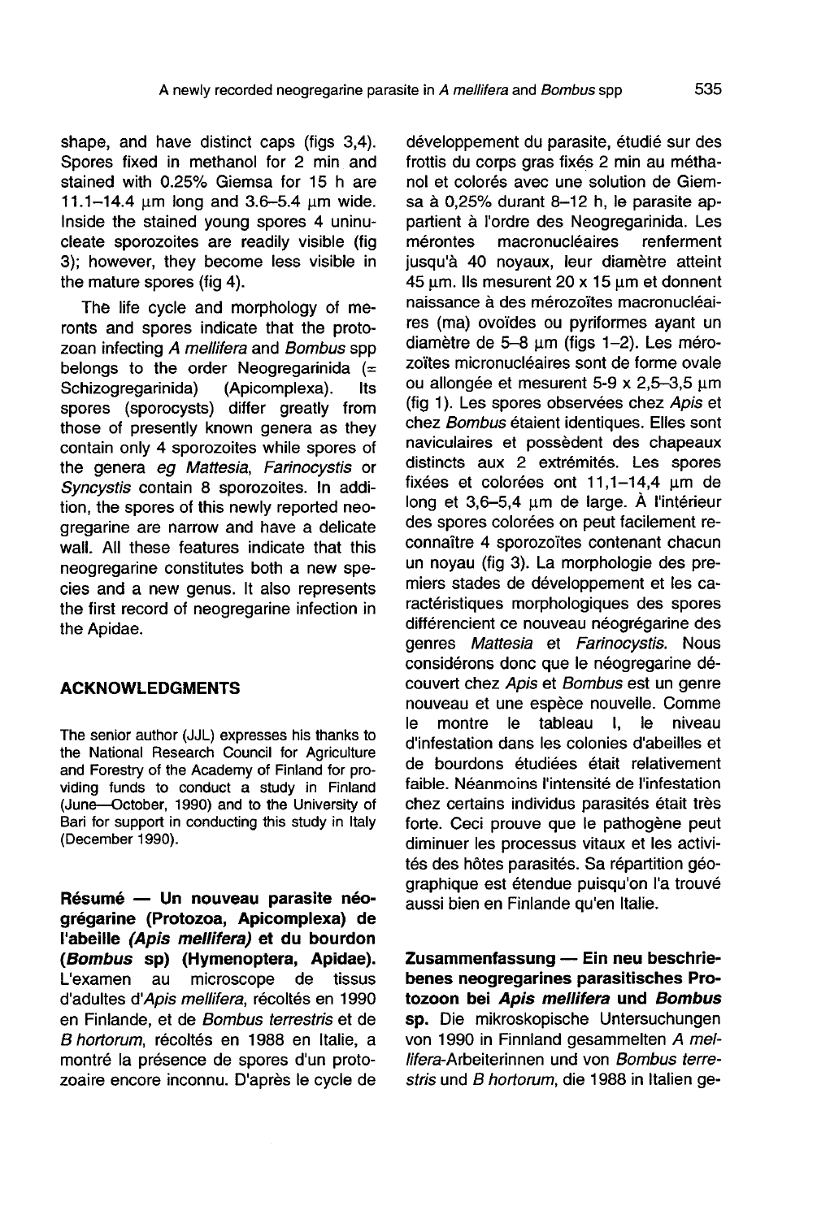shape, and have distinct caps (figs 3,4). Spores fixed in methanol for 2 min and stained with 0.25% Giemsa for 15 h are 11.1–14.4 μm long and 3.6–5.4 μm wide. Inside the stained young spores 4 uninucleate sporozoites are readily visible (fig 3); however, they become less visible in the mature spores (fig 4).

The life cycle and morphology of meronts and spores indicate that the protozoan infecting *A mellifera* and *Bombus* spp belongs to the order Neogregarinida (= Schizogregarinida) (Apicomplexa). Its spores (sporocysts) differ greatly from those of presently known genera as they contain only 4 sporozoites while spores of the genera *eg Mattesia*, *Farinocystis* or *Syncystis* contain 8 sporozoites. In addition, the spores of this newly reported neogregarine are narrow and have a delicate wall. All these features indicate that this neogregarine constitutes both a new species and a new genus. It also represents the first record of neogregarine infection in the Apidae.

## ACKNOWLEDGMENTS

The senior author (JJL) expresses his thanks to the National Research Council for Agriculture and Forestry of the Academy of Finland for providing funds to conduct a study in Finland (June—October, 1990) and to the University of Bari for support in conducting this study in Italy (December 1990).

**Résumé — Un nouveau parasite néogrégarine (Protozoa, Apicomplexa) de l'abeille *(Apis mellifera)* et du bourdon (*Bombus* sp) (Hymenoptera, Apidae).** L'examen au microscope de tissus d'adultes d'*Apis mellifera*, récoltés en 1990 en Finlande, et de *Bombus terrestris* et de *B hortorum*, récoltés en 1988 en Italie, a montré la présence de spores d'un protozoaire encore inconnu. D'après le cycle de développement du parasite, étudié sur des frottis du corps gras fixés 2 min au méthanol et colorés avec une solution de Giemsa à 0,25% durant 8–12 h, le parasite appartient à l'ordre des Neogregarinida. Les mérontes macronucléaires renferment jusqu'à 40 noyaux, leur diamètre atteint 45 μm. Ils mesurent 20 x 15 μm et donnent naissance à des mérozoïtes macronucléaires (ma) ovoïdes ou pyriformes ayant un diamètre de 5–8 μm (figs 1–2). Les mérozoïtes micronucléaires sont de forme ovale ou allongée et mesurent 5-9 x 2,5–3,5 μm (fig 1). Les spores observées chez *Apis* et chez *Bombus* étaient identiques. Elles sont naviculaires et possèdent des chapeaux distincts aux 2 extrémités. Les spores fixées et colorées ont 11,1–14,4 μm de long et 3,6–5,4 μm de large. À l'intérieur des spores colorées on peut facilement reconnaître 4 sporozoïtes contenant chacun un noyau (fig 3). La morphologie des premiers stades de développement et les caractéristiques morphologiques des spores différencient ce nouveau néogrégarine des genres *Mattesia* et *Farinocystis*. Nous considérons donc que le néogrégarine découvert chez *Apis* et *Bombus* est un genre nouveau et une espèce nouvelle. Comme le montre le tableau I, le niveau d'infestation dans les colonies d'abeilles et de bourdons étudiées était relativement faible. Néanmoins l'intensité de l'infestation chez certains individus parasités était très forte. Ceci prouve que le pathogène peut diminuer les processus vitaux et les activités des hôtes parasités. Sa répartition géographique est étendue puisqu'on l'a trouvé aussi bien en Finlande qu'en Italie.

**Zusammenfassung — Ein neu beschriebenes neogregarines parasitisches Protozoon bei *Apis mellifera* und *Bombus* sp.** Die mikroskopische Untersuchungen von 1990 in Finnland gesammelten *A mellifera*-Arbeiterinnen und von *Bombus terrestris* und *B hortorum*, die 1988 in Italien ge-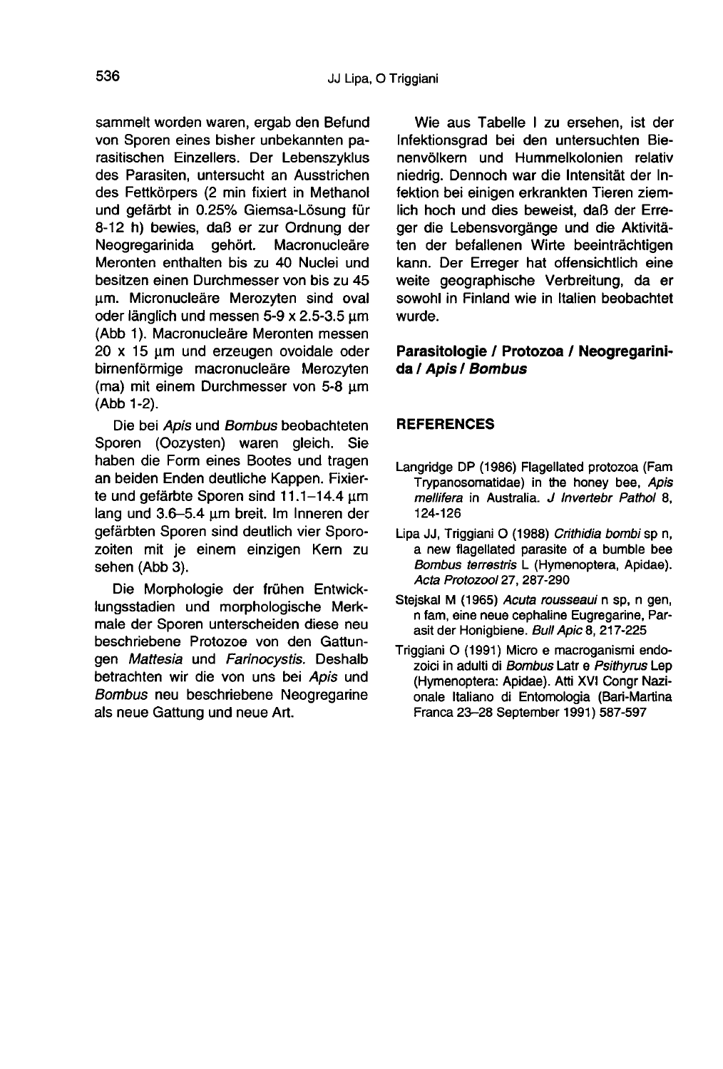sammelt worden waren, ergab den Befund von Sporen eines bisher unbekannten parasitischen Einzellers. Der Lebenszyklus des Parasiten, untersucht an Ausstrichen des Fettkörpers (2 min fixiert in Methanol und gefärbt in 0.25% Giemsa-Lösung für 8-12 h) bewies, daß er zur Ordnung der Neogregarinida gehört. Macronucleäre Meronten enthalten bis zu 40 Nuclei und besitzen einen Durchmesser von bis zu 45 μm. Micronucleäre Merozyten sind oval oder länglich und messen 5-9 x 2.5-3.5 μm (Abb 1). Macronucleäre Meronten messen 20 x 15 μm und erzeugen ovoidale oder birnenförmige macronucleäre Merozyten (ma) mit einem Durchmesser von 5-8 μm (Abb 1-2).

Die bei *Apis* und *Bombus* beobachteten Sporen (Oozysten) waren gleich. Sie haben die Form eines Bootes und tragen an beiden Enden deutliche Kappen. Fixierte und gefärbte Sporen sind 11.1–14.4 μm lang und 3.6–5.4 μm breit. Im Inneren der gefärbten Sporen sind deutlich vier Sporozoiten mit je einem einzigen Kern zu sehen (Abb 3).

Die Morphologie der frühen Entwicklungsstadien und morphologische Merkmale der Sporen unterscheiden diese neu beschriebene Protozoe von den Gattungen *Mattesia* und *Farinocystis*. Deshalb betrachten wir die von uns bei *Apis* und *Bombus* neu beschriebene Neogregarine als neue Gattung und neue Art.

Wie aus Tabelle I zu ersehen, ist der Infektionsgrad bei den untersuchten Bienenvölkern und Hummelkolonien relativ niedrig. Dennoch war die Intensität der Infektion bei einigen erkrankten Tieren ziemlich hoch und dies beweist, daß der Erreger die Lebensvorgänge und die Aktivitäten der befallenen Wirte beeinträchtigen kann. Der Erreger hat offensichtlich eine weite geographische Verbreitung, da er sowohl in Finland wie in Italien beobachtet wurde.

**Parasitologie / Protozoa / Neogregarinida / *Apis* / *Bombus***

## REFERENCES

Langridge DP (1986) Flagellated protozoa (Fam Trypanosomatidae) in the honey bee, *Apis mellifera* in Australia. *J Invertebr Pathol* 8, 124-126

Lipa JJ, Triggiani O (1988) *Crithidia bombi* sp n, a new flagellated parasite of a bumble bee *Bombus terrestris* L (Hymenoptera, Apidae). *Acta Protozool* 27, 287-290

Stejskal M (1965) *Acuta rousseaui* n sp, n gen, n fam, eine neue cephaline Eugregarine, Parasit der Honigbiene. *Bull Apic* 8, 217-225

Triggiani O (1991) Micro e macroganismi endozoici in adulti di *Bombus* Latr e *Psithyrus* Lep (Hymenoptera: Apidae). Atti XVI Congr Nazionale Italiano di Entomologia (Bari-Martina Franca 23–28 September 1991) 587-597